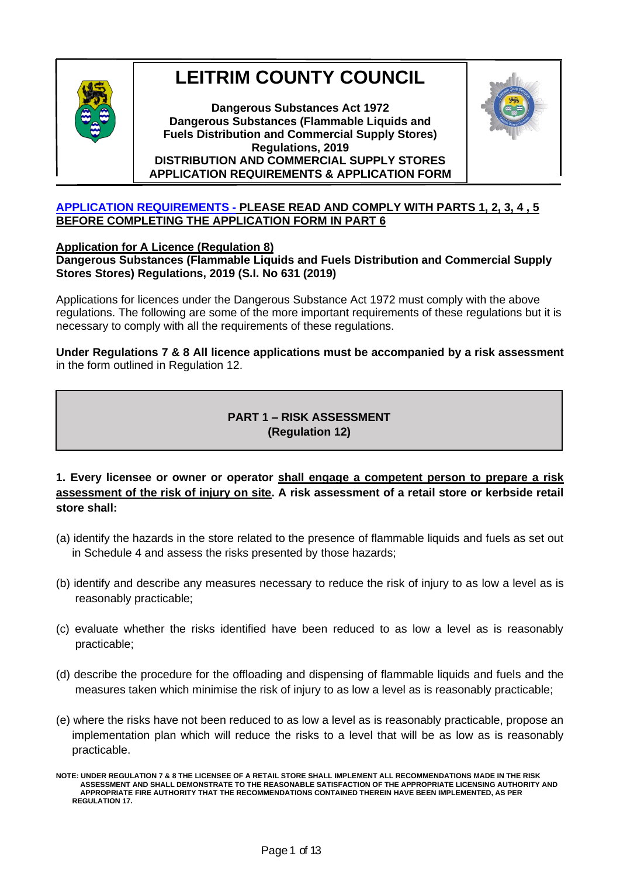# LEITRIM COUNTY COUNCIL

**Dangerous Substances Act 1972**
**Dangerous Substances (Flammable Liquids and Fuels Distribution and Commercial Supply Stores) Regulations, 2019**
**DISTRIBUTION AND COMMERCIAL SUPPLY STORES APPLICATION REQUIREMENTS & APPLICATION FORM**

**APPLICATION REQUIREMENTS - PLEASE READ AND COMPLY WITH PARTS 1, 2, 3, 4 , 5 BEFORE COMPLETING THE APPLICATION FORM IN PART 6**

**Application for A Licence (Regulation 8)**

**Dangerous Substances (Flammable Liquids and Fuels Distribution and Commercial Supply Stores Stores) Regulations, 2019 (S.I. No 631 (2019)**

Applications for licences under the Dangerous Substance Act 1972 must comply with the above regulations. The following are some of the more important requirements of these regulations but it is necessary to comply with all the requirements of these regulations.

**Under Regulations 7 & 8 All licence applications must be accompanied by a risk assessment** in the form outlined in Regulation 12.

## PART 1 – RISK ASSESSMENT (Regulation 12)

**1. Every licensee or owner or operator shall engage a competent person to prepare a risk assessment of the risk of injury on site. A risk assessment of a retail store or kerbside retail store shall:**

(a) identify the hazards in the store related to the presence of flammable liquids and fuels as set out in Schedule 4 and assess the risks presented by those hazards;

(b) identify and describe any measures necessary to reduce the risk of injury to as low a level as is reasonably practicable;

(c) evaluate whether the risks identified have been reduced to as low a level as is reasonably practicable;

(d) describe the procedure for the offloading and dispensing of flammable liquids and fuels and the measures taken which minimise the risk of injury to as low a level as is reasonably practicable;

(e) where the risks have not been reduced to as low a level as is reasonably practicable, propose an implementation plan which will reduce the risks to a level that will be as low as is reasonably practicable.

**NOTE: UNDER REGULATION 7 & 8 THE LICENSEE OF A RETAIL STORE SHALL IMPLEMENT ALL RECOMMENDATIONS MADE IN THE RISK ASSESSMENT AND SHALL DEMONSTRATE TO THE REASONABLE SATISFACTION OF THE APPROPRIATE LICENSING AUTHORITY AND APPROPRIATE FIRE AUTHORITY THAT THE RECOMMENDATIONS CONTAINED THEREIN HAVE BEEN IMPLEMENTED, AS PER REGULATION 17.**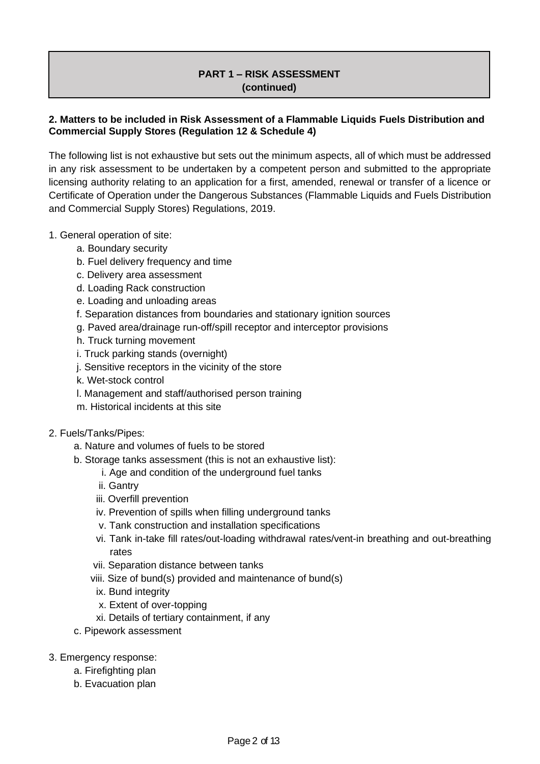## PART 1 – RISK ASSESSMENT
**(continued)**

**2. Matters to be included in Risk Assessment of a Flammable Liquids Fuels Distribution and Commercial Supply Stores (Regulation 12 & Schedule 4)**

The following list is not exhaustive but sets out the minimum aspects, all of which must be addressed in any risk assessment to be undertaken by a competent person and submitted to the appropriate licensing authority relating to an application for a first, amended, renewal or transfer of a licence or Certificate of Operation under the Dangerous Substances (Flammable Liquids and Fuels Distribution and Commercial Supply Stores) Regulations, 2019.

1. General operation of site:
    - a. Boundary security
    - b. Fuel delivery frequency and time
    - c. Delivery area assessment
    - d. Loading Rack construction
    - e. Loading and unloading areas
    - f. Separation distances from boundaries and stationary ignition sources
    - g. Paved area/drainage run-off/spill receptor and interceptor provisions
    - h. Truck turning movement
    - i. Truck parking stands (overnight)
    - j. Sensitive receptors in the vicinity of the store
    - k. Wet-stock control
    - l. Management and staff/authorised person training
    - m. Historical incidents at this site

2. Fuels/Tanks/Pipes:
    - a. Nature and volumes of fuels to be stored
    - b. Storage tanks assessment (this is not an exhaustive list):
        - i. Age and condition of the underground fuel tanks
        - ii. Gantry
        - iii. Overfill prevention
        - iv. Prevention of spills when filling underground tanks
        - v. Tank construction and installation specifications
        - vi. Tank in-take fill rates/out-loading withdrawal rates/vent-in breathing and out-breathing rates
        - vii. Separation distance between tanks
        - viii. Size of bund(s) provided and maintenance of bund(s)
        - ix. Bund integrity
        - x. Extent of over-topping
        - xi. Details of tertiary containment, if any
    - c. Pipework assessment

3. Emergency response:
    - a. Firefighting plan
    - b. Evacuation plan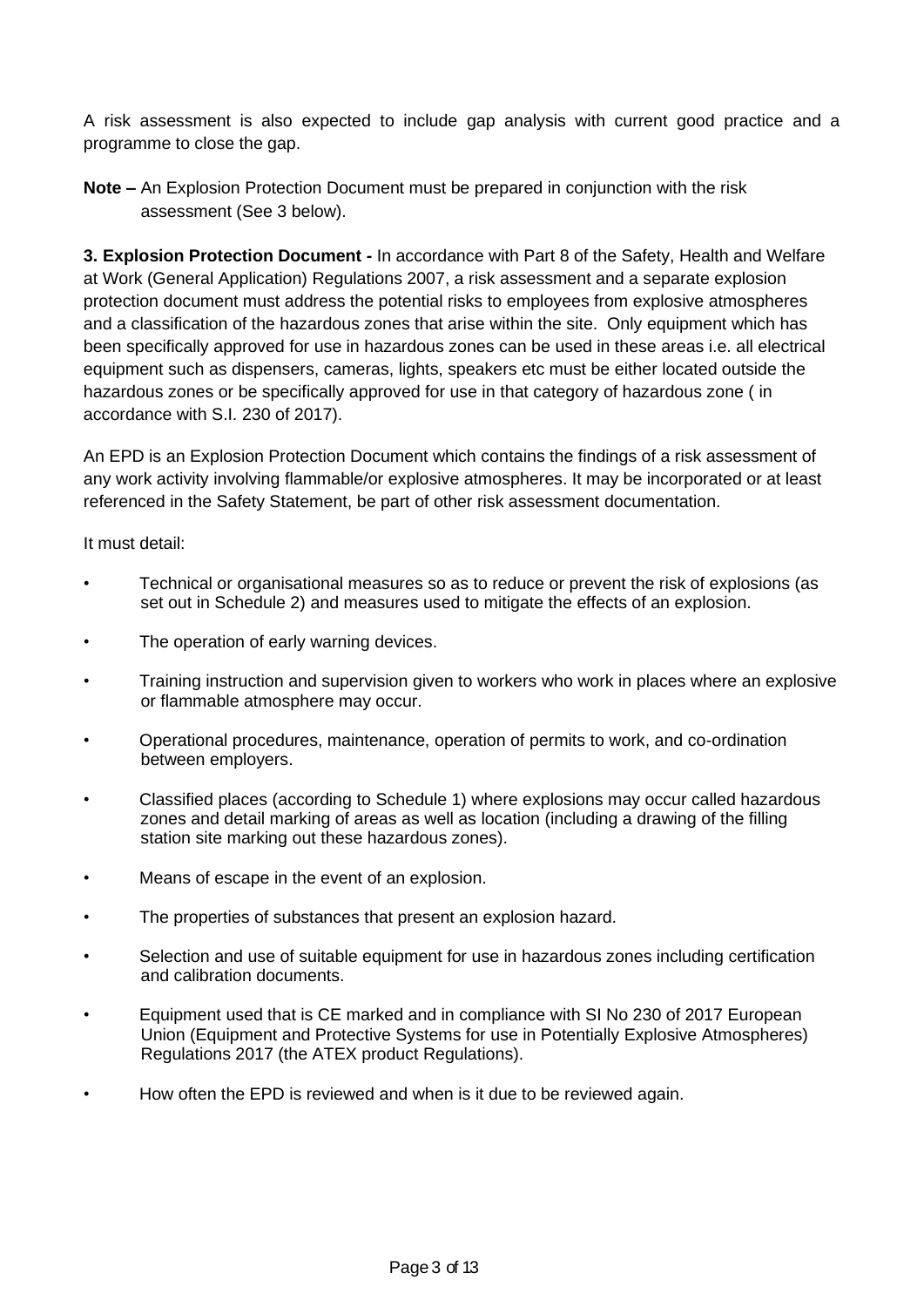A risk assessment is also expected to include gap analysis with current good practice and a programme to close the gap.

**Note –** An Explosion Protection Document must be prepared in conjunction with the risk assessment (See 3 below).

**3. Explosion Protection Document -** In accordance with Part 8 of the Safety, Health and Welfare at Work (General Application) Regulations 2007, a risk assessment and a separate explosion protection document must address the potential risks to employees from explosive atmospheres and a classification of the hazardous zones that arise within the site. Only equipment which has been specifically approved for use in hazardous zones can be used in these areas i.e. all electrical equipment such as dispensers, cameras, lights, speakers etc must be either located outside the hazardous zones or be specifically approved for use in that category of hazardous zone ( in accordance with S.I. 230 of 2017).

An EPD is an Explosion Protection Document which contains the findings of a risk assessment of any work activity involving flammable/or explosive atmospheres. It may be incorporated or at least referenced in the Safety Statement, be part of other risk assessment documentation.

It must detail:

- Technical or organisational measures so as to reduce or prevent the risk of explosions (as set out in Schedule 2) and measures used to mitigate the effects of an explosion.
- The operation of early warning devices.
- Training instruction and supervision given to workers who work in places where an explosive or flammable atmosphere may occur.
- Operational procedures, maintenance, operation of permits to work, and co-ordination between employers.
- Classified places (according to Schedule 1) where explosions may occur called hazardous zones and detail marking of areas as well as location (including a drawing of the filling station site marking out these hazardous zones).
- Means of escape in the event of an explosion.
- The properties of substances that present an explosion hazard.
- Selection and use of suitable equipment for use in hazardous zones including certification and calibration documents.
- Equipment used that is CE marked and in compliance with SI No 230 of 2017 European Union (Equipment and Protective Systems for use in Potentially Explosive Atmospheres) Regulations 2017 (the ATEX product Regulations).
- How often the EPD is reviewed and when is it due to be reviewed again.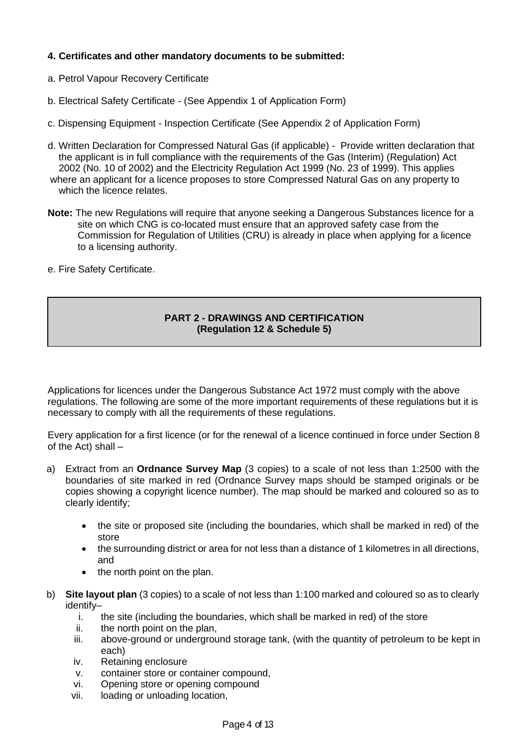**4. Certificates and other mandatory documents to be submitted:**

a. Petrol Vapour Recovery Certificate

b. Electrical Safety Certificate - (See Appendix 1 of Application Form)

c. Dispensing Equipment - Inspection Certificate (See Appendix 2 of Application Form)

d. Written Declaration for Compressed Natural Gas (if applicable) - Provide written declaration that the applicant is in full compliance with the requirements of the Gas (Interim) (Regulation) Act 2002 (No. 10 of 2002) and the Electricity Regulation Act 1999 (No. 23 of 1999). This applies where an applicant for a licence proposes to store Compressed Natural Gas on any property to which the licence relates.

**Note:** The new Regulations will require that anyone seeking a Dangerous Substances licence for a site on which CNG is co-located must ensure that an approved safety case from the Commission for Regulation of Utilities (CRU) is already in place when applying for a licence to a licensing authority.

e. Fire Safety Certificate.

## PART 2 - DRAWINGS AND CERTIFICATION (Regulation 12 & Schedule 5)

Applications for licences under the Dangerous Substance Act 1972 must comply with the above regulations. The following are some of the more important requirements of these regulations but it is necessary to comply with all the requirements of these regulations.

Every application for a first licence (or for the renewal of a licence continued in force under Section 8 of the Act) shall –

a) Extract from an **Ordnance Survey Map** (3 copies) to a scale of not less than 1:2500 with the boundaries of site marked in red (Ordnance Survey maps should be stamped originals or be copies showing a copyright licence number). The map should be marked and coloured so as to clearly identify;

- the site or proposed site (including the boundaries, which shall be marked in red) of the store
- the surrounding district or area for not less than a distance of 1 kilometres in all directions, and
- the north point on the plan.

b) **Site layout plan** (3 copies) to a scale of not less than 1:100 marked and coloured so as to clearly identify–

i. the site (including the boundaries, which shall be marked in red) of the store
ii. the north point on the plan,
iii. above-ground or underground storage tank, (with the quantity of petroleum to be kept in each)
iv. Retaining enclosure
v. container store or container compound,
vi. Opening store or opening compound
vii. loading or unloading location,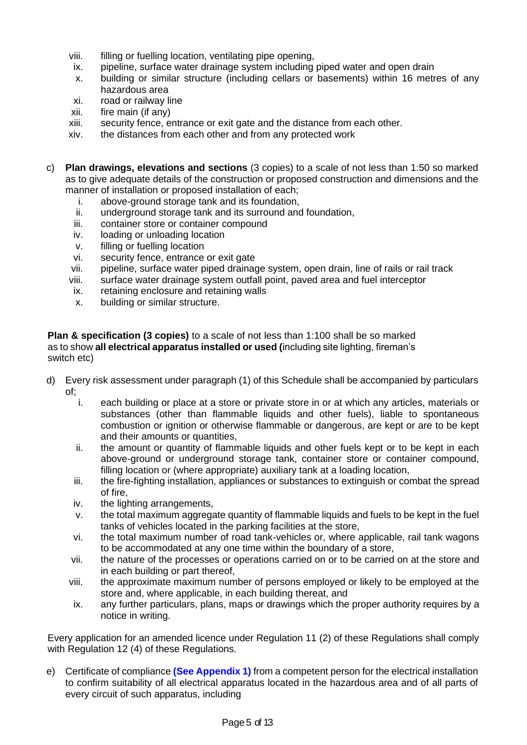viii. filling or fuelling location, ventilating pipe opening,
ix. pipeline, surface water drainage system including piped water and open drain
x. building or similar structure (including cellars or basements) within 16 metres of any hazardous area
xi. road or railway line
xii. fire main (if any)
xiii. security fence, entrance or exit gate and the distance from each other.
xiv. the distances from each other and from any protected work

c) **Plan drawings, elevations and sections** (3 copies) to a scale of not less than 1:50 so marked as to give adequate details of the construction or proposed construction and dimensions and the manner of installation or proposed installation of each;
   i. above-ground storage tank and its foundation,
   ii. underground storage tank and its surround and foundation,
   iii. container store or container compound
   iv. loading or unloading location
   v. filling or fuelling location
   vi. security fence, entrance or exit gate
   vii. pipeline, surface water piped drainage system, open drain, line of rails or rail track
   viii. surface water drainage system outfall point, paved area and fuel interceptor
   ix. retaining enclosure and retaining walls
   x. building or similar structure.

**Plan & specification (3 copies)** to a scale of not less than 1:100 shall be so marked as to show **all electrical apparatus installed or used (**including site lighting, fireman's switch etc)

d) Every risk assessment under paragraph (1) of this Schedule shall be accompanied by particulars of;
   i. each building or place at a store or private store in or at which any articles, materials or substances (other than flammable liquids and other fuels), liable to spontaneous combustion or ignition or otherwise flammable or dangerous, are kept or are to be kept and their amounts or quantities,
   ii. the amount or quantity of flammable liquids and other fuels kept or to be kept in each above-ground or underground storage tank, container store or container compound, filling location or (where appropriate) auxiliary tank at a loading location,
   iii. the fire-fighting installation, appliances or substances to extinguish or combat the spread of fire,
   iv. the lighting arrangements,
   v. the total maximum aggregate quantity of flammable liquids and fuels to be kept in the fuel tanks of vehicles located in the parking facilities at the store,
   vi. the total maximum number of road tank-vehicles or, where applicable, rail tank wagons to be accommodated at any one time within the boundary of a store,
   vii. the nature of the processes or operations carried on or to be carried on at the store and in each building or part thereof,
   viii. the approximate maximum number of persons employed or likely to be employed at the store and, where applicable, in each building thereat, and
   ix. any further particulars, plans, maps or drawings which the proper authority requires by a notice in writing.

Every application for an amended licence under Regulation 11 (2) of these Regulations shall comply with Regulation 12 (4) of these Regulations.

e) Certificate of compliance **(See Appendix 1)** from a competent person for the electrical installation to confirm suitability of all electrical apparatus located in the hazardous area and of all parts of every circuit of such apparatus, including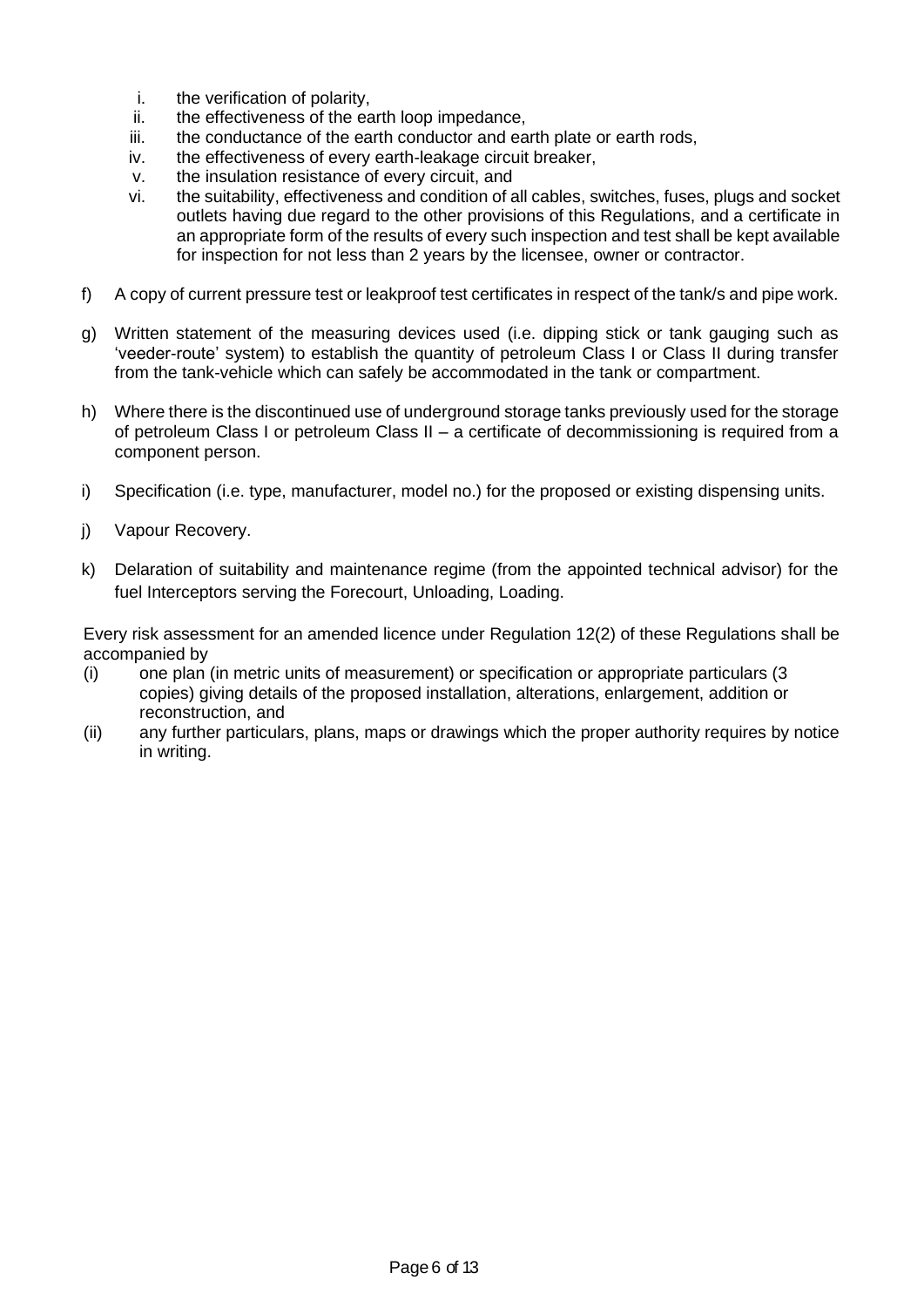i. the verification of polarity,
ii. the effectiveness of the earth loop impedance,
iii. the conductance of the earth conductor and earth plate or earth rods,
iv. the effectiveness of every earth-leakage circuit breaker,
v. the insulation resistance of every circuit, and
vi. the suitability, effectiveness and condition of all cables, switches, fuses, plugs and socket outlets having due regard to the other provisions of this Regulations, and a certificate in an appropriate form of the results of every such inspection and test shall be kept available for inspection for not less than 2 years by the licensee, owner or contractor.

f) A copy of current pressure test or leakproof test certificates in respect of the tank/s and pipe work.

g) Written statement of the measuring devices used (i.e. dipping stick or tank gauging such as 'veeder-route' system) to establish the quantity of petroleum Class I or Class II during transfer from the tank-vehicle which can safely be accommodated in the tank or compartment.

h) Where there is the discontinued use of underground storage tanks previously used for the storage of petroleum Class I or petroleum Class II – a certificate of decommissioning is required from a component person.

i) Specification (i.e. type, manufacturer, model no.) for the proposed or existing dispensing units.

j) Vapour Recovery.

k) Delaration of suitability and maintenance regime (from the appointed technical advisor) for the fuel Interceptors serving the Forecourt, Unloading, Loading.

Every risk assessment for an amended licence under Regulation 12(2) of these Regulations shall be accompanied by

(i) one plan (in metric units of measurement) or specification or appropriate particulars (3 copies) giving details of the proposed installation, alterations, enlargement, addition or reconstruction, and
(ii) any further particulars, plans, maps or drawings which the proper authority requires by notice in writing.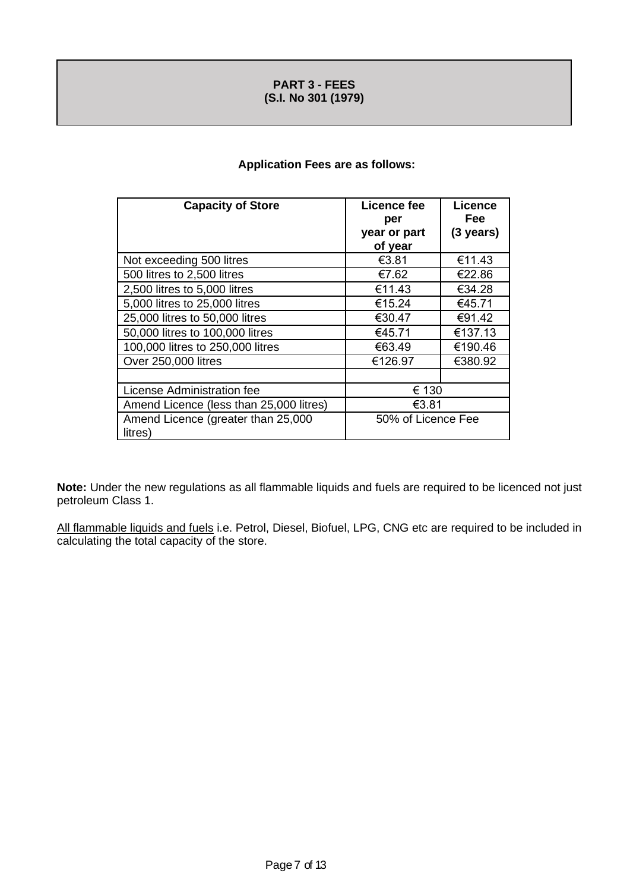## PART 3 - FEES
## (S.I. No 301 (1979)

**Application Fees are as follows:**

| Capacity of Store | Licence fee per year or part of year | Licence Fee (3 years) |
|---|---|---|
| Not exceeding 500 litres | €3.81 | €11.43 |
| 500 litres to 2,500 litres | €7.62 | €22.86 |
| 2,500 litres to 5,000 litres | €11.43 | €34.28 |
| 5,000 litres to 25,000 litres | €15.24 | €45.71 |
| 25,000 litres to 50,000 litres | €30.47 | €91.42 |
| 50,000 litres to 100,000 litres | €45.71 | €137.13 |
| 100,000 litres to 250,000 litres | €63.49 | €190.46 |
| Over 250,000 litres | €126.97 | €380.92 |
| | | |
| License Administration fee | € 130 | |
| Amend Licence (less than 25,000 litres) | €3.81 | |
| Amend Licence (greater than 25,000 litres) | 50% of Licence Fee | |

**Note:** Under the new regulations as all flammable liquids and fuels are required to be licenced not just petroleum Class 1.

All flammable liquids and fuels i.e. Petrol, Diesel, Biofuel, LPG, CNG etc are required to be included in calculating the total capacity of the store.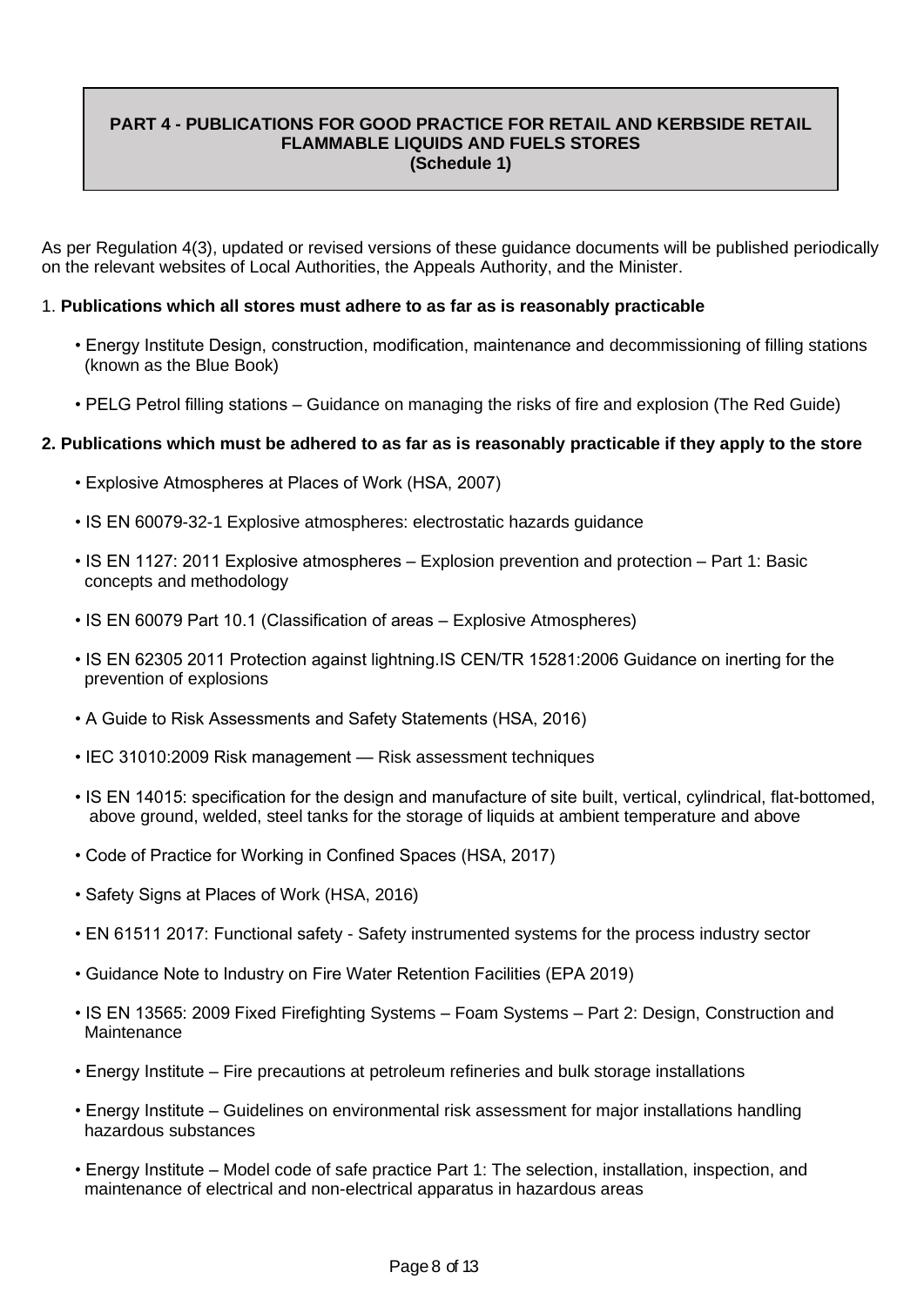## PART 4 - PUBLICATIONS FOR GOOD PRACTICE FOR RETAIL AND KERBSIDE RETAIL FLAMMABLE LIQUIDS AND FUELS STORES (Schedule 1)

As per Regulation 4(3), updated or revised versions of these guidance documents will be published periodically on the relevant websites of Local Authorities, the Appeals Authority, and the Minister.

1. **Publications which all stores must adhere to as far as is reasonably practicable**

- Energy Institute Design, construction, modification, maintenance and decommissioning of filling stations (known as the Blue Book)
- PELG Petrol filling stations – Guidance on managing the risks of fire and explosion (The Red Guide)

**2. Publications which must be adhered to as far as is reasonably practicable if they apply to the store**

- Explosive Atmospheres at Places of Work (HSA, 2007)
- IS EN 60079-32-1 Explosive atmospheres: electrostatic hazards guidance
- IS EN 1127: 2011 Explosive atmospheres – Explosion prevention and protection – Part 1: Basic concepts and methodology
- IS EN 60079 Part 10.1 (Classification of areas – Explosive Atmospheres)
- IS EN 62305 2011 Protection against lightning.IS CEN/TR 15281:2006 Guidance on inerting for the prevention of explosions
- A Guide to Risk Assessments and Safety Statements (HSA, 2016)
- IEC 31010:2009 Risk management — Risk assessment techniques
- IS EN 14015: specification for the design and manufacture of site built, vertical, cylindrical, flat-bottomed, above ground, welded, steel tanks for the storage of liquids at ambient temperature and above
- Code of Practice for Working in Confined Spaces (HSA, 2017)
- Safety Signs at Places of Work (HSA, 2016)
- EN 61511 2017: Functional safety - Safety instrumented systems for the process industry sector
- Guidance Note to Industry on Fire Water Retention Facilities (EPA 2019)
- IS EN 13565: 2009 Fixed Firefighting Systems – Foam Systems – Part 2: Design, Construction and Maintenance
- Energy Institute – Fire precautions at petroleum refineries and bulk storage installations
- Energy Institute – Guidelines on environmental risk assessment for major installations handling hazardous substances
- Energy Institute – Model code of safe practice Part 1: The selection, installation, inspection, and maintenance of electrical and non-electrical apparatus in hazardous areas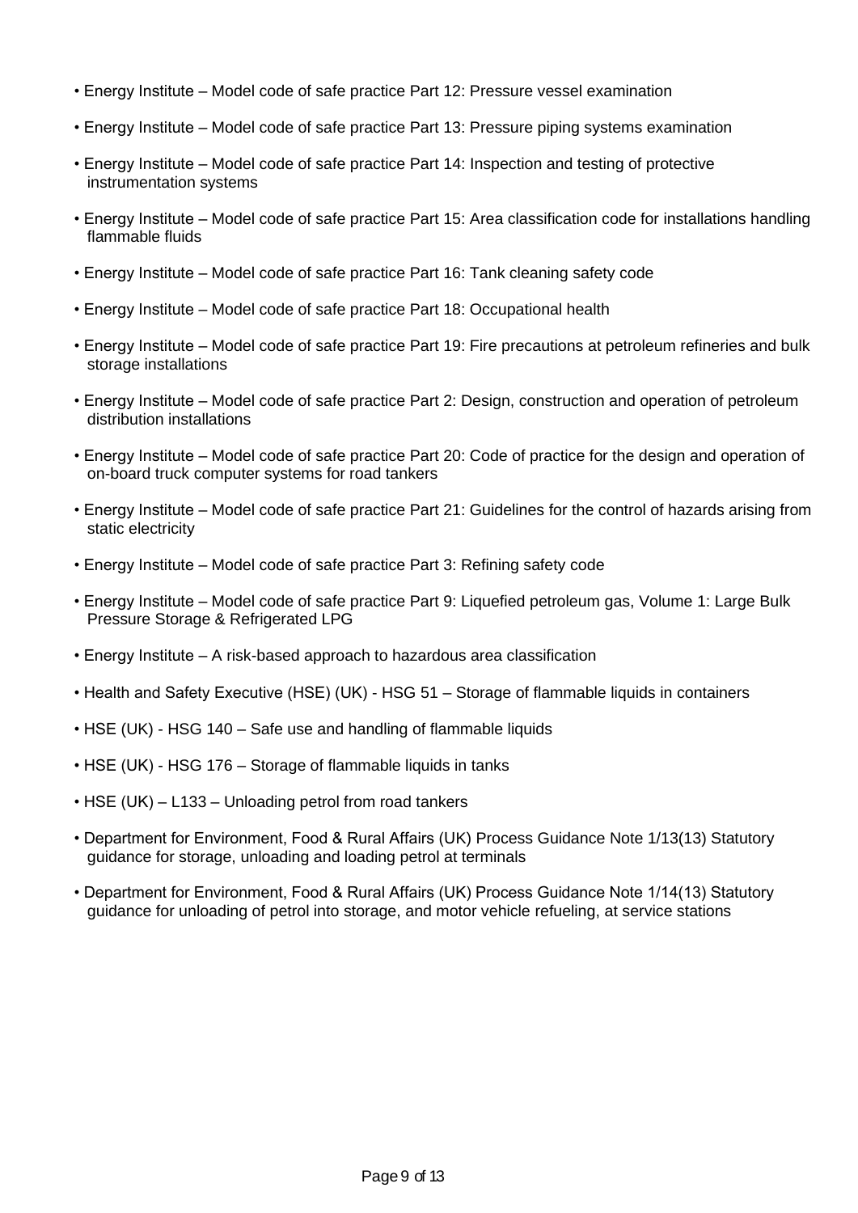- Energy Institute – Model code of safe practice Part 12: Pressure vessel examination
- Energy Institute – Model code of safe practice Part 13: Pressure piping systems examination
- Energy Institute – Model code of safe practice Part 14: Inspection and testing of protective instrumentation systems
- Energy Institute – Model code of safe practice Part 15: Area classification code for installations handling flammable fluids
- Energy Institute – Model code of safe practice Part 16: Tank cleaning safety code
- Energy Institute – Model code of safe practice Part 18: Occupational health
- Energy Institute – Model code of safe practice Part 19: Fire precautions at petroleum refineries and bulk storage installations
- Energy Institute – Model code of safe practice Part 2: Design, construction and operation of petroleum distribution installations
- Energy Institute – Model code of safe practice Part 20: Code of practice for the design and operation of on-board truck computer systems for road tankers
- Energy Institute – Model code of safe practice Part 21: Guidelines for the control of hazards arising from static electricity
- Energy Institute – Model code of safe practice Part 3: Refining safety code
- Energy Institute – Model code of safe practice Part 9: Liquefied petroleum gas, Volume 1: Large Bulk Pressure Storage & Refrigerated LPG
- Energy Institute – A risk-based approach to hazardous area classification
- Health and Safety Executive (HSE) (UK) - HSG 51 – Storage of flammable liquids in containers
- HSE (UK) - HSG 140 – Safe use and handling of flammable liquids
- HSE (UK) - HSG 176 – Storage of flammable liquids in tanks
- HSE (UK) – L133 – Unloading petrol from road tankers
- Department for Environment, Food & Rural Affairs (UK) Process Guidance Note 1/13(13) Statutory guidance for storage, unloading and loading petrol at terminals
- Department for Environment, Food & Rural Affairs (UK) Process Guidance Note 1/14(13) Statutory guidance for unloading of petrol into storage, and motor vehicle refueling, at service stations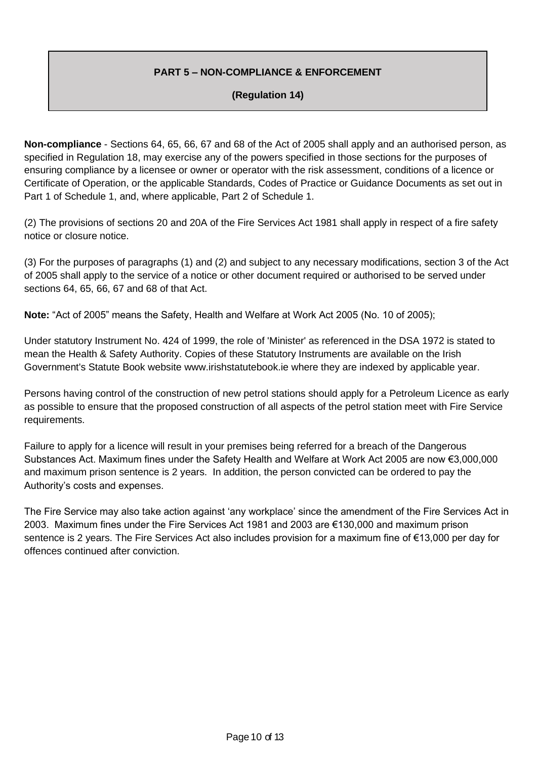## PART 5 – NON-COMPLIANCE & ENFORCEMENT

**(Regulation 14)**

**Non-compliance** - Sections 64, 65, 66, 67 and 68 of the Act of 2005 shall apply and an authorised person, as specified in Regulation 18, may exercise any of the powers specified in those sections for the purposes of ensuring compliance by a licensee or owner or operator with the risk assessment, conditions of a licence or Certificate of Operation, or the applicable Standards, Codes of Practice or Guidance Documents as set out in Part 1 of Schedule 1, and, where applicable, Part 2 of Schedule 1.

(2) The provisions of sections 20 and 20A of the Fire Services Act 1981 shall apply in respect of a fire safety notice or closure notice.

(3) For the purposes of paragraphs (1) and (2) and subject to any necessary modifications, section 3 of the Act of 2005 shall apply to the service of a notice or other document required or authorised to be served under sections 64, 65, 66, 67 and 68 of that Act.

**Note:** "Act of 2005" means the Safety, Health and Welfare at Work Act 2005 (No. 10 of 2005);

Under statutory Instrument No. 424 of 1999, the role of 'Minister' as referenced in the DSA 1972 is stated to mean the Health & Safety Authority. Copies of these Statutory Instruments are available on the Irish Government's Statute Book website www.irishstatutebook.ie where they are indexed by applicable year.

Persons having control of the construction of new petrol stations should apply for a Petroleum Licence as early as possible to ensure that the proposed construction of all aspects of the petrol station meet with Fire Service requirements.

Failure to apply for a licence will result in your premises being referred for a breach of the Dangerous Substances Act. Maximum fines under the Safety Health and Welfare at Work Act 2005 are now €3,000,000 and maximum prison sentence is 2 years. In addition, the person convicted can be ordered to pay the Authority's costs and expenses.

The Fire Service may also take action against 'any workplace' since the amendment of the Fire Services Act in 2003. Maximum fines under the Fire Services Act 1981 and 2003 are €130,000 and maximum prison sentence is 2 years. The Fire Services Act also includes provision for a maximum fine of €13,000 per day for offences continued after conviction.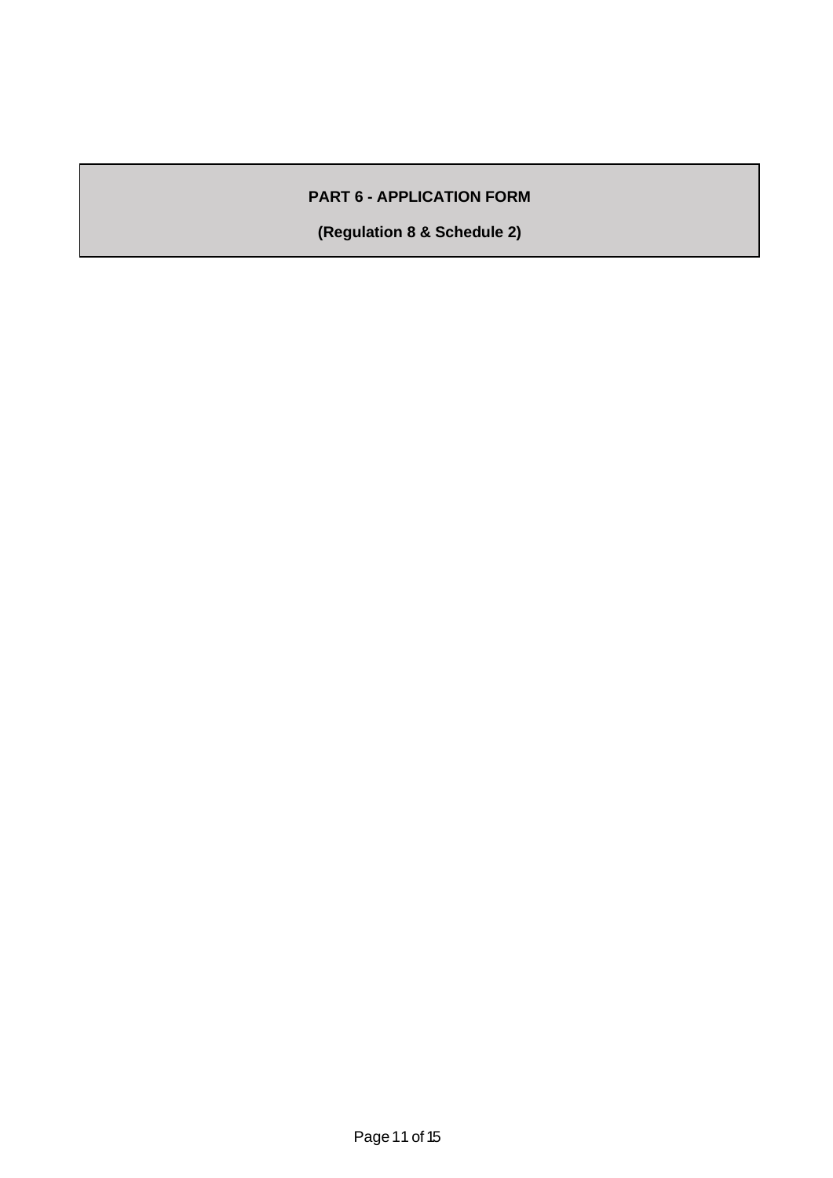# PART 6 - APPLICATION FORM

**(Regulation 8 & Schedule 2)**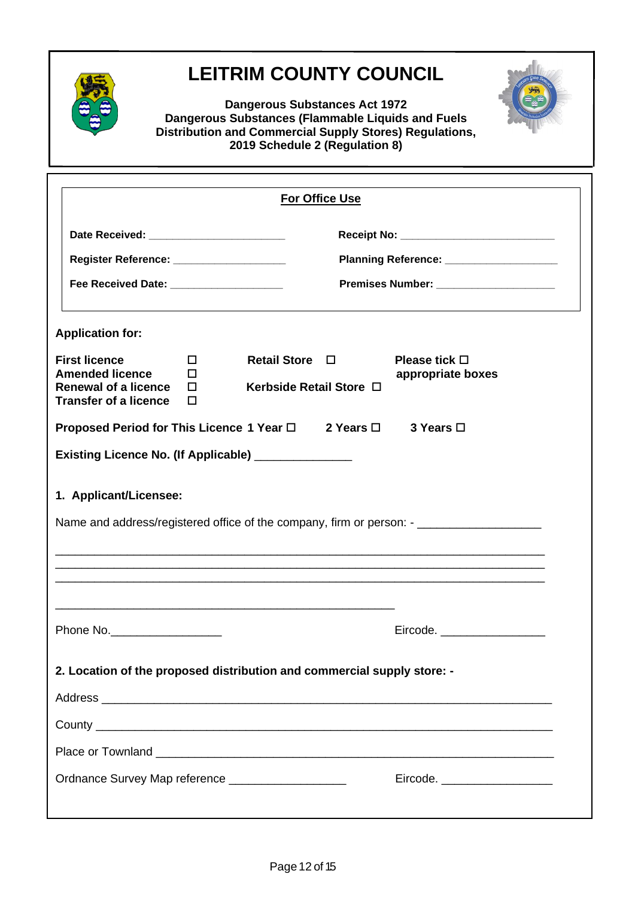# LEITRIM COUNTY COUNCIL

**Dangerous Substances Act 1972**
**Dangerous Substances (Flammable Liquids and Fuels Distribution and Commercial Supply Stores) Regulations, 2019 Schedule 2 (Regulation 8)**

**For Office Use**

**Date Received:** ______________________ **Receipt No:** ___________________________

**Register Reference:** ___________________ **Planning Reference:** ___________________

**Fee Received Date:** ___________________ **Premises Number:** ____________________

**Application for:**

**First licence** ☐ **Retail Store** ☐ **Please tick** ☐ **appropriate boxes**
**Amended licence** ☐
**Renewal of a licence** ☐ **Kerbside Retail Store** ☐
**Transfer of a licence** ☐

**Proposed Period for This Licence 1 Year** ☐ **2 Years** ☐ **3 Years** ☐

**Existing Licence No. (If Applicable)** _______________

**1. Applicant/Licensee:**

Name and address/registered office of the company, firm or person: - ___________________

_____________________________________________________________________________
_____________________________________________________________________________
_____________________________________________________________________________

______________________________________________________

Phone No.__________________ Eircode. ________________

**2. Location of the proposed distribution and commercial supply store: -**

Address ______________________________________________________________________

County _______________________________________________________________________

Place or Townland _____________________________________________________________

Ordnance Survey Map reference __________________ Eircode. _________________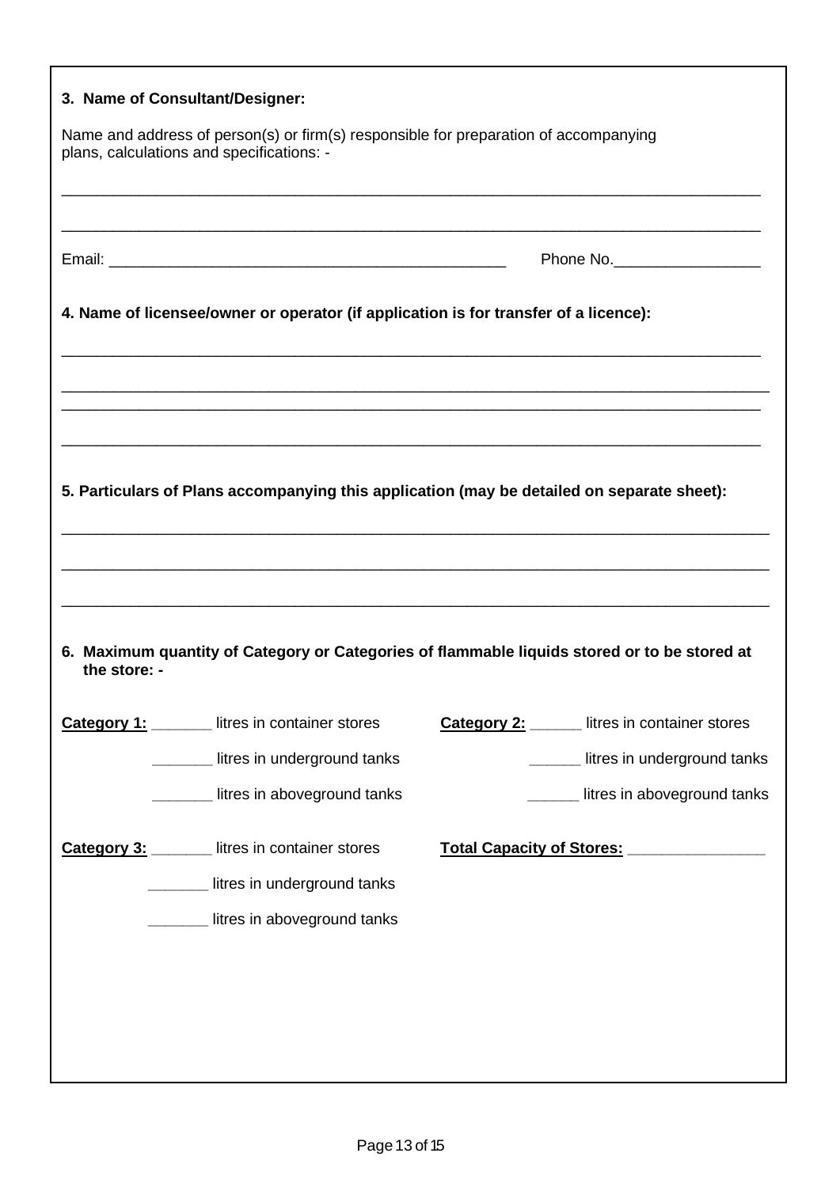**3. Name of Consultant/Designer:**

Name and address of person(s) or firm(s) responsible for preparation of accompanying plans, calculations and specifications: -

\_\_\_\_\_\_\_\_\_\_\_\_\_\_\_\_\_\_\_\_\_\_\_\_\_\_\_\_\_\_\_\_\_\_\_\_\_\_\_\_\_\_\_\_\_\_\_\_\_\_\_\_\_\_\_\_\_\_\_\_\_\_\_\_\_\_\_\_\_\_\_\_\_\_\_\_\_\_

\_\_\_\_\_\_\_\_\_\_\_\_\_\_\_\_\_\_\_\_\_\_\_\_\_\_\_\_\_\_\_\_\_\_\_\_\_\_\_\_\_\_\_\_\_\_\_\_\_\_\_\_\_\_\_\_\_\_\_\_\_\_\_\_\_\_\_\_\_\_\_\_\_\_\_\_\_\_

Email: \_\_\_\_\_\_\_\_\_\_\_\_\_\_\_\_\_\_\_\_\_\_\_\_\_\_\_\_\_\_\_\_\_\_\_\_\_\_\_\_\_\_\_\_ Phone No.\_\_\_\_\_\_\_\_\_\_\_\_\_\_\_\_\_

**4. Name of licensee/owner or operator (if application is for transfer of a licence):**

\_\_\_\_\_\_\_\_\_\_\_\_\_\_\_\_\_\_\_\_\_\_\_\_\_\_\_\_\_\_\_\_\_\_\_\_\_\_\_\_\_\_\_\_\_\_\_\_\_\_\_\_\_\_\_\_\_\_\_\_\_\_\_\_\_\_\_\_\_\_\_\_\_\_\_\_\_\_

\_\_\_\_\_\_\_\_\_\_\_\_\_\_\_\_\_\_\_\_\_\_\_\_\_\_\_\_\_\_\_\_\_\_\_\_\_\_\_\_\_\_\_\_\_\_\_\_\_\_\_\_\_\_\_\_\_\_\_\_\_\_\_\_\_\_\_\_\_\_\_\_\_\_\_\_\_\_

\_\_\_\_\_\_\_\_\_\_\_\_\_\_\_\_\_\_\_\_\_\_\_\_\_\_\_\_\_\_\_\_\_\_\_\_\_\_\_\_\_\_\_\_\_\_\_\_\_\_\_\_\_\_\_\_\_\_\_\_\_\_\_\_\_\_\_\_\_\_\_\_\_\_\_\_\_\_

\_\_\_\_\_\_\_\_\_\_\_\_\_\_\_\_\_\_\_\_\_\_\_\_\_\_\_\_\_\_\_\_\_\_\_\_\_\_\_\_\_\_\_\_\_\_\_\_\_\_\_\_\_\_\_\_\_\_\_\_\_\_\_\_\_\_\_\_\_\_\_\_\_\_\_\_\_\_

**5. Particulars of Plans accompanying this application (may be detailed on separate sheet):**

\_\_\_\_\_\_\_\_\_\_\_\_\_\_\_\_\_\_\_\_\_\_\_\_\_\_\_\_\_\_\_\_\_\_\_\_\_\_\_\_\_\_\_\_\_\_\_\_\_\_\_\_\_\_\_\_\_\_\_\_\_\_\_\_\_\_\_\_\_\_\_\_\_\_\_\_\_\_

\_\_\_\_\_\_\_\_\_\_\_\_\_\_\_\_\_\_\_\_\_\_\_\_\_\_\_\_\_\_\_\_\_\_\_\_\_\_\_\_\_\_\_\_\_\_\_\_\_\_\_\_\_\_\_\_\_\_\_\_\_\_\_\_\_\_\_\_\_\_\_\_\_\_\_\_\_\_

\_\_\_\_\_\_\_\_\_\_\_\_\_\_\_\_\_\_\_\_\_\_\_\_\_\_\_\_\_\_\_\_\_\_\_\_\_\_\_\_\_\_\_\_\_\_\_\_\_\_\_\_\_\_\_\_\_\_\_\_\_\_\_\_\_\_\_\_\_\_\_\_\_\_\_\_\_\_

**6. Maximum quantity of Category or Categories of flammable liquids stored or to be stored at the store: -**

**Category 1:** \_\_\_\_\_\_\_ litres in container stores

\_\_\_\_\_\_\_ litres in underground tanks

\_\_\_\_\_\_\_ litres in aboveground tanks

**Category 2:** \_\_\_\_\_\_ litres in container stores

\_\_\_\_\_\_ litres in underground tanks

\_\_\_\_\_\_ litres in aboveground tanks

**Category 3:** \_\_\_\_\_\_\_ litres in container stores

\_\_\_\_\_\_\_ litres in underground tanks

\_\_\_\_\_\_\_ litres in aboveground tanks

**Total Capacity of Stores:** \_\_\_\_\_\_\_\_\_\_\_\_\_\_\_\_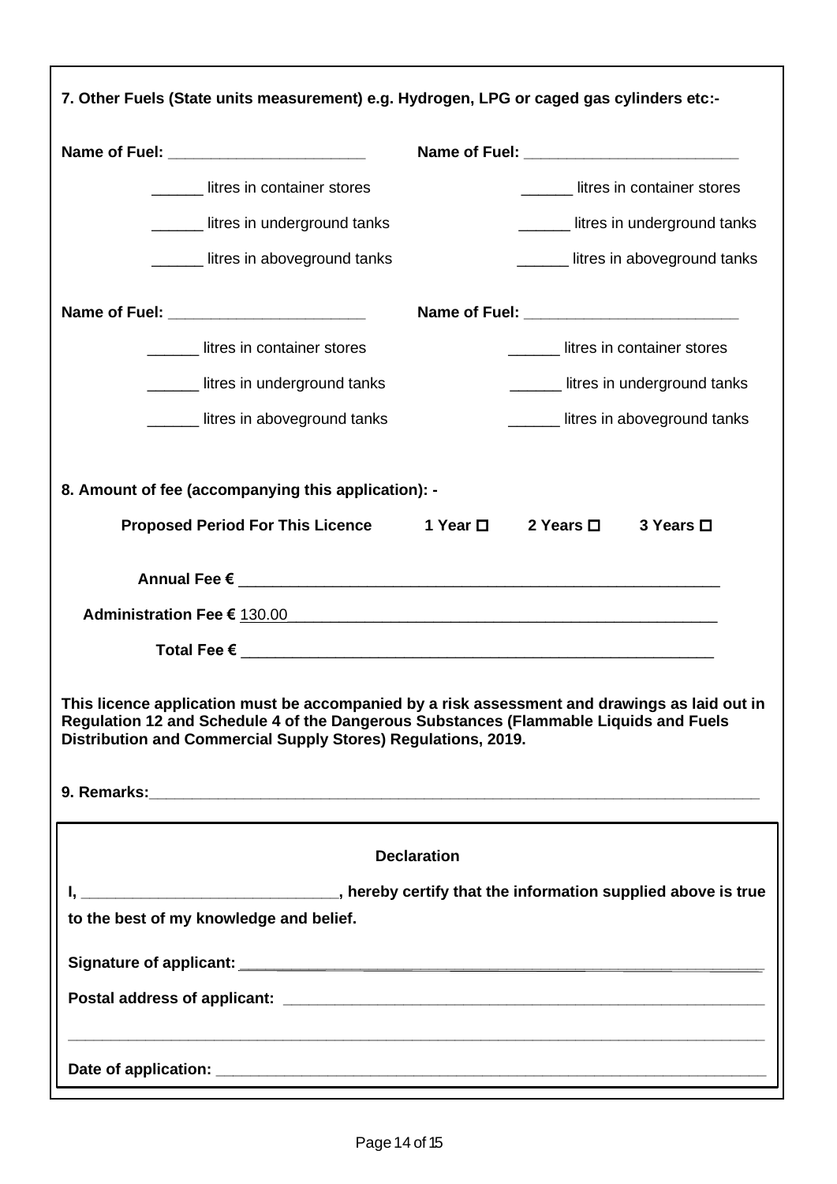**7. Other Fuels (State units measurement) e.g. Hydrogen, LPG or caged gas cylinders etc:-**

**Name of Fuel:** _______________________

______ litres in container stores

______ litres in underground tanks

______ litres in aboveground tanks

**Name of Fuel:** _________________________

______ litres in container stores

______ litres in underground tanks

______ litres in aboveground tanks

**Name of Fuel:** _______________________

______ litres in container stores

______ litres in underground tanks

______ litres in aboveground tanks

**Name of Fuel:** _________________________

______ litres in container stores

______ litres in underground tanks

______ litres in aboveground tanks

**8. Amount of fee (accompanying this application): -**

**Proposed Period For This Licence** **1 Year** ☐ **2 Years** ☐ **3 Years** ☐

**Annual Fee €** _________________________________________________________

**Administration Fee €** 130.00_____________________________________________________

**Total Fee €** _________________________________________________________

**This licence application must be accompanied by a risk assessment and drawings as laid out in Regulation 12 and Schedule 4 of the Dangerous Substances (Flammable Liquids and Fuels Distribution and Commercial Supply Stores) Regulations, 2019.**

**9. Remarks:**___________________________________________________________________________

**Declaration**

**I,** ______________________________**, hereby certify that the information supplied above is true to the best of my knowledge and belief.**

**Signature of applicant:** _____________________________________________________________

**Postal address of applicant:** ________________________________________________________

_____________________________________________________________________________________

**Date of application:** _______________________________________________________________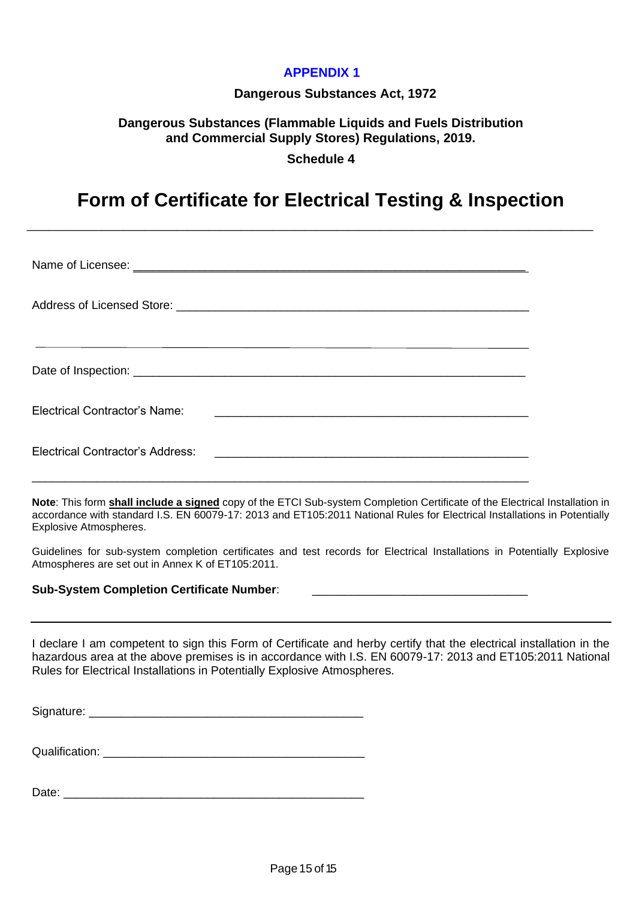**APPENDIX 1**

**Dangerous Substances Act, 1972**

**Dangerous Substances (Flammable Liquids and Fuels Distribution and Commercial Supply Stores) Regulations, 2019.**

**Schedule 4**

# Form of Certificate for Electrical Testing & Inspection

---

Name of Licensee: ____________________________________________________________

Address of Licensed Store: ______________________________________________________

______________________________________________________________________________

Date of Inspection: __________________________________________________________

Electrical Contractor's Name: ______________________________________________

Electrical Contractor's Address: ______________________________________________

______________________________________________________________________________

**Note**: This form **shall include a signed** copy of the ETCI Sub-system Completion Certificate of the Electrical Installation in accordance with standard I.S. EN 60079-17: 2013 and ET105:2011 National Rules for Electrical Installations in Potentially Explosive Atmospheres.

Guidelines for sub-system completion certificates and test records for Electrical Installations in Potentially Explosive Atmospheres are set out in Annex K of ET105:2011.

**Sub-System Completion Certificate Number**: ________________________________

---

I declare I am competent to sign this Form of Certificate and herby certify that the electrical installation in the hazardous area at the above premises is in accordance with I.S. EN 60079-17: 2013 and ET105:2011 National Rules for Electrical Installations in Potentially Explosive Atmospheres.

Signature: __________________________________________

Qualification: ________________________________________

Date: ______________________________________________